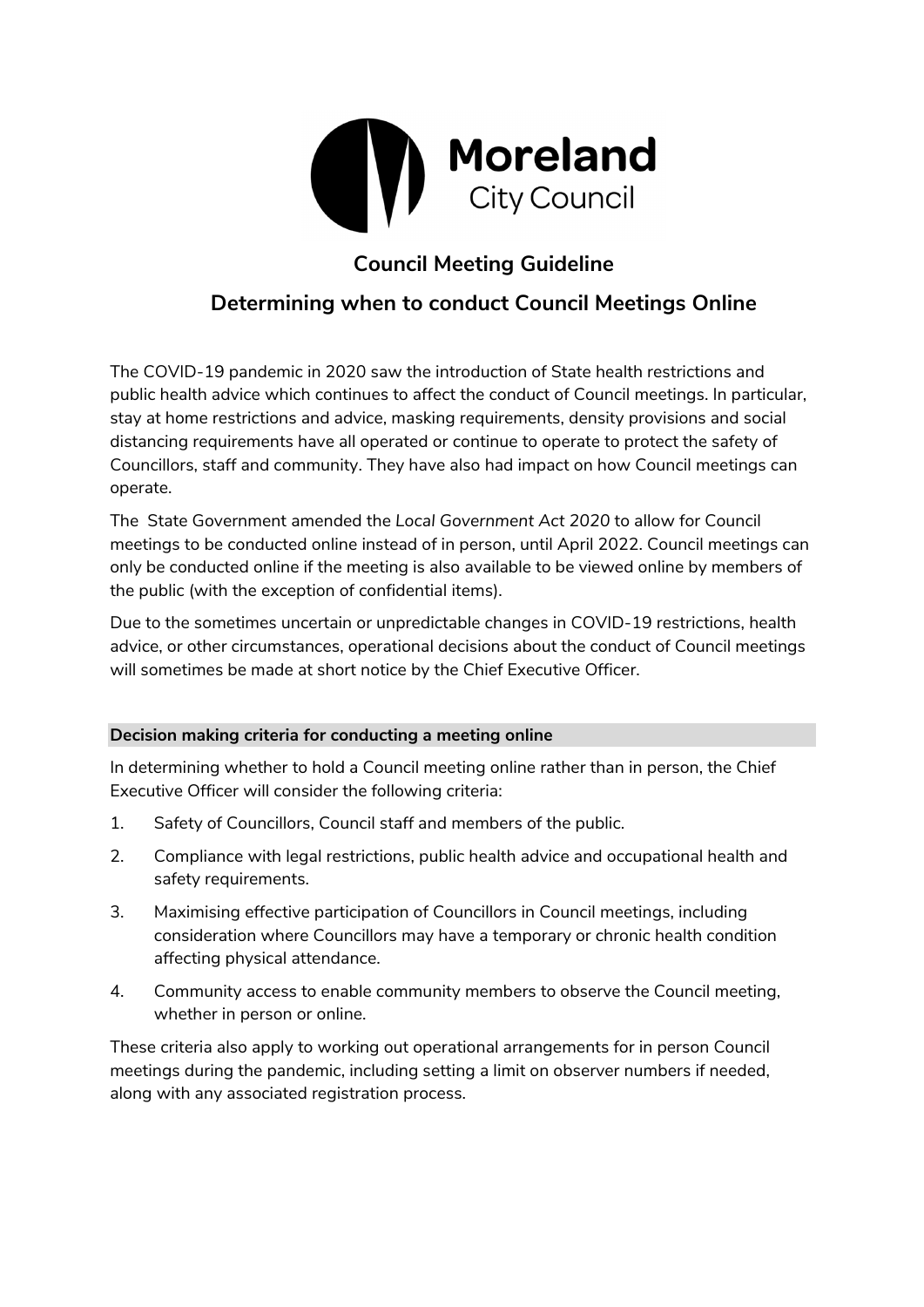Moreland City Council

# Council Meeting Guideline

## Determining when to conduct Council Meetings Online

The COVID-19 pandemic in 2020 saw the introduction of State health restrictions and public health advice which continues to affect the conduct of Council meetings. In particular, stay at home restrictions and advice, masking requirements, density provisions and social distancing requirements have all operated or continue to operate to protect the safety of Councillors, staff and community. They have also had impact on how Council meetings can operate.

The State Government amended the *Local Government Act 2020* to allow for Council meetings to be conducted online instead of in person, until April 2022. Council meetings can only be conducted online if the meeting is also available to be viewed online by members of the public (with the exception of confidential items).

Due to the sometimes uncertain or unpredictable changes in COVID-19 restrictions, health advice, or other circumstances, operational decisions about the conduct of Council meetings will sometimes be made at short notice by the Chief Executive Officer.

### Decision making criteria for conducting a meeting online

In determining whether to hold a Council meeting online rather than in person, the Chief Executive Officer will consider the following criteria:

1. Safety of Councillors, Council staff and members of the public.
2. Compliance with legal restrictions, public health advice and occupational health and safety requirements.
3. Maximising effective participation of Councillors in Council meetings, including consideration where Councillors may have a temporary or chronic health condition affecting physical attendance.
4. Community access to enable community members to observe the Council meeting, whether in person or online.

These criteria also apply to working out operational arrangements for in person Council meetings during the pandemic, including setting a limit on observer numbers if needed, along with any associated registration process.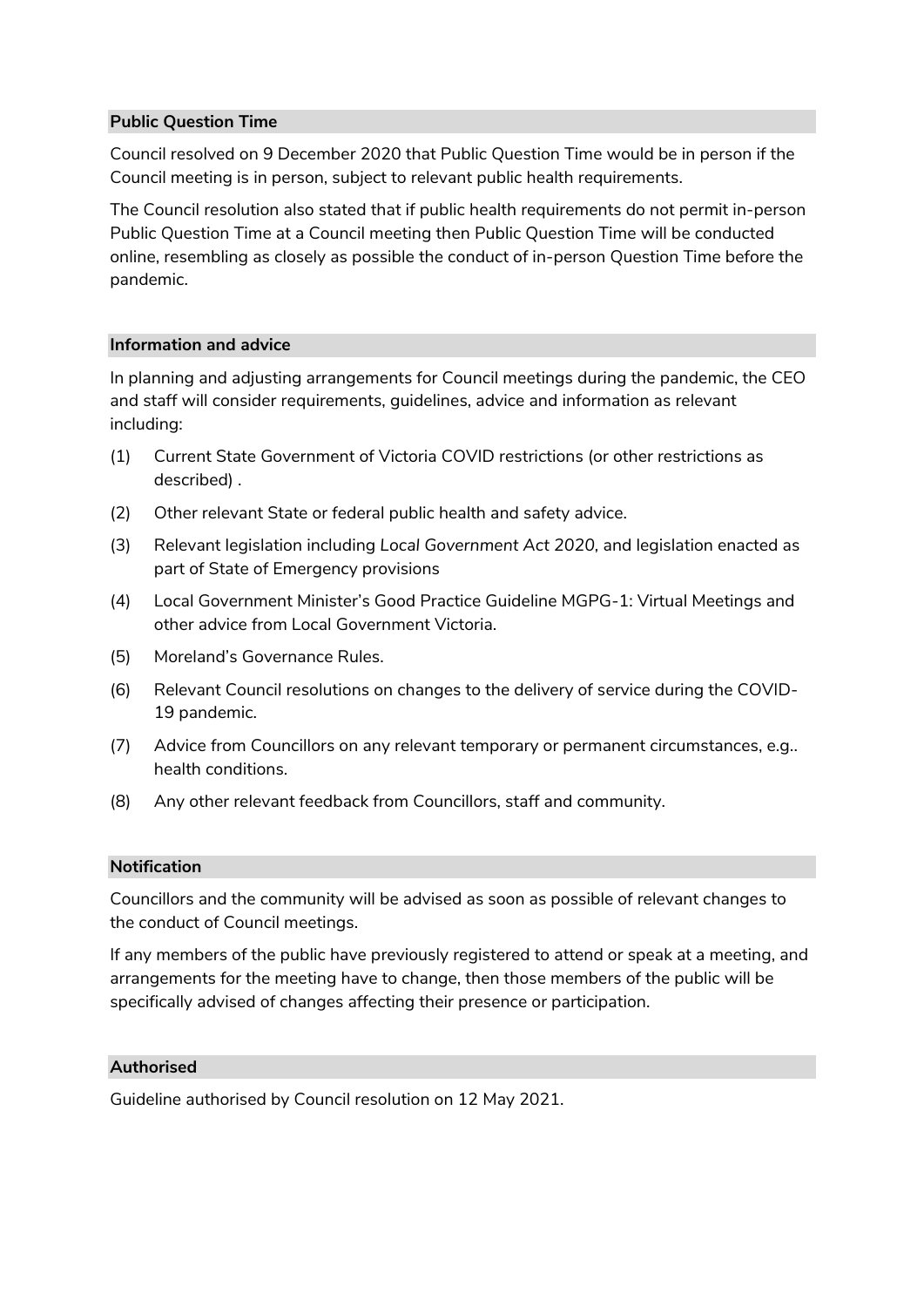## Public Question Time

Council resolved on 9 December 2020 that Public Question Time would be in person if the Council meeting is in person, subject to relevant public health requirements.

The Council resolution also stated that if public health requirements do not permit in-person Public Question Time at a Council meeting then Public Question Time will be conducted online, resembling as closely as possible the conduct of in-person Question Time before the pandemic.

## Information and advice

In planning and adjusting arrangements for Council meetings during the pandemic, the CEO and staff will consider requirements, guidelines, advice and information as relevant including:

(1) Current State Government of Victoria COVID restrictions (or other restrictions as described) .

(2) Other relevant State or federal public health and safety advice.

(3) Relevant legislation including *Local Government Act 2020*, and legislation enacted as part of State of Emergency provisions

(4) Local Government Minister's Good Practice Guideline MGPG-1: Virtual Meetings and other advice from Local Government Victoria.

(5) Moreland's Governance Rules.

(6) Relevant Council resolutions on changes to the delivery of service during the COVID-19 pandemic.

(7) Advice from Councillors on any relevant temporary or permanent circumstances, e.g.. health conditions.

(8) Any other relevant feedback from Councillors, staff and community.

## Notification

Councillors and the community will be advised as soon as possible of relevant changes to the conduct of Council meetings.

If any members of the public have previously registered to attend or speak at a meeting, and arrangements for the meeting have to change, then those members of the public will be specifically advised of changes affecting their presence or participation.

## Authorised

Guideline authorised by Council resolution on 12 May 2021.